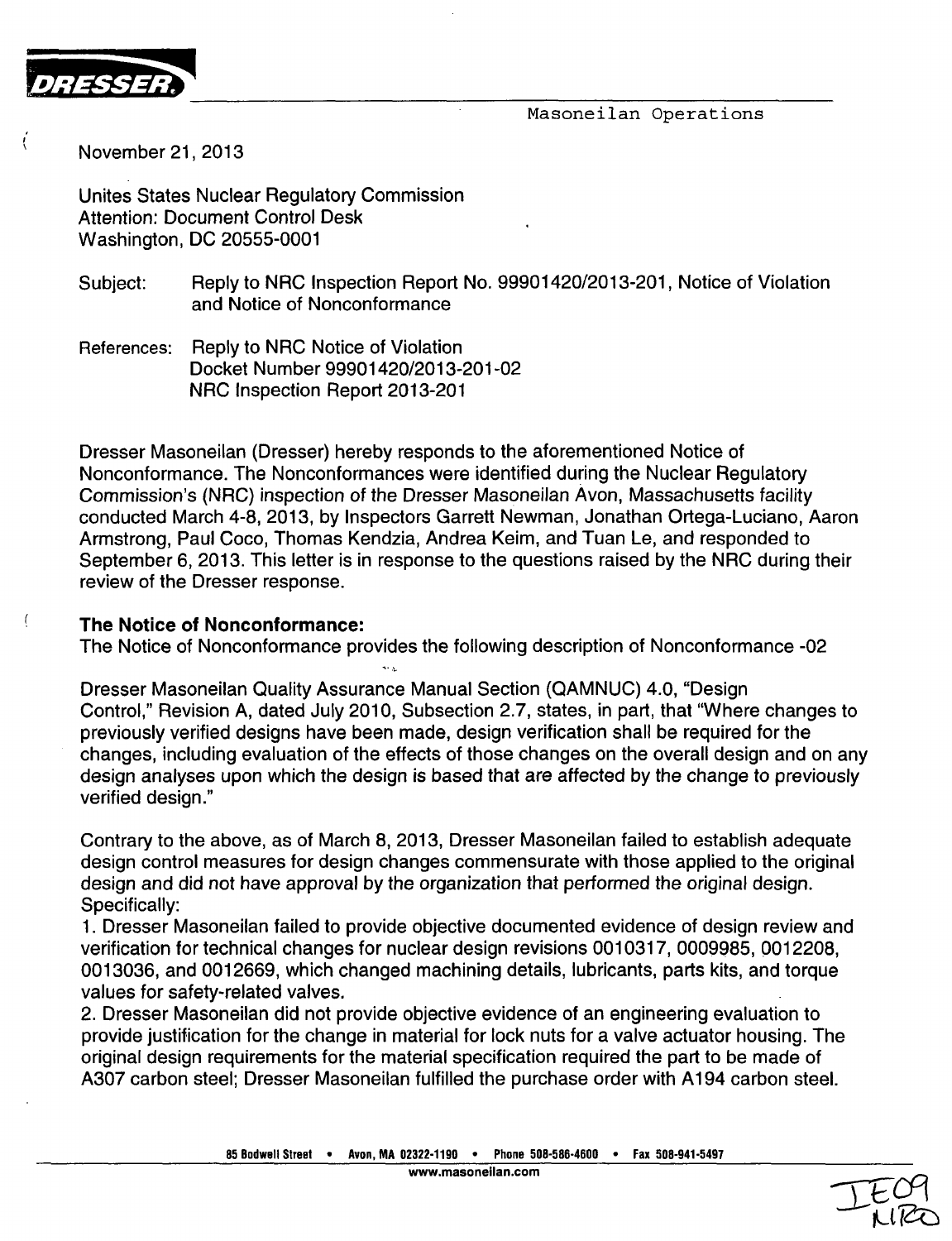Masoneilan Operations

November 21, 2013

Unites States Nuclear Regulatory Commission
Attention: Document Control Desk
Washington, DC 20555-0001

Subject: Reply to NRC Inspection Report No. 99901420/2013-201, Notice of Violation and Notice of Nonconformance

References: Reply to NRC Notice of Violation
Docket Number 99901420/2013-201-02
NRC Inspection Report 2013-201

Dresser Masoneilan (Dresser) hereby responds to the aforementioned Notice of Nonconformance. The Nonconformances were identified during the Nuclear Regulatory Commission's (NRC) inspection of the Dresser Masoneilan Avon, Massachusetts facility conducted March 4-8, 2013, by Inspectors Garrett Newman, Jonathan Ortega-Luciano, Aaron Armstrong, Paul Coco, Thomas Kendzia, Andrea Keim, and Tuan Le, and responded to September 6, 2013. This letter is in response to the questions raised by the NRC during their review of the Dresser response.

**The Notice of Nonconformance:**
The Notice of Nonconformance provides the following description of Nonconformance -02

Dresser Masoneilan Quality Assurance Manual Section (QAMNUC) 4.0, "Design Control," Revision A, dated July 2010, Subsection 2.7, states, in part, that "Where changes to previously verified designs have been made, design verification shall be required for the changes, including evaluation of the effects of those changes on the overall design and on any design analyses upon which the design is based that are affected by the change to previously verified design."

Contrary to the above, as of March 8, 2013, Dresser Masoneilan failed to establish adequate design control measures for design changes commensurate with those applied to the original design and did not have approval by the organization that performed the original design. Specifically:

1. Dresser Masoneilan failed to provide objective documented evidence of design review and verification for technical changes for nuclear design revisions 0010317, 0009985, 0012208, 0013036, and 0012669, which changed machining details, lubricants, parts kits, and torque values for safety-related valves.
2. Dresser Masoneilan did not provide objective evidence of an engineering evaluation to provide justification for the change in material for lock nuts for a valve actuator housing. The original design requirements for the material specification required the part to be made of A307 carbon steel; Dresser Masoneilan fulfilled the purchase order with A194 carbon steel.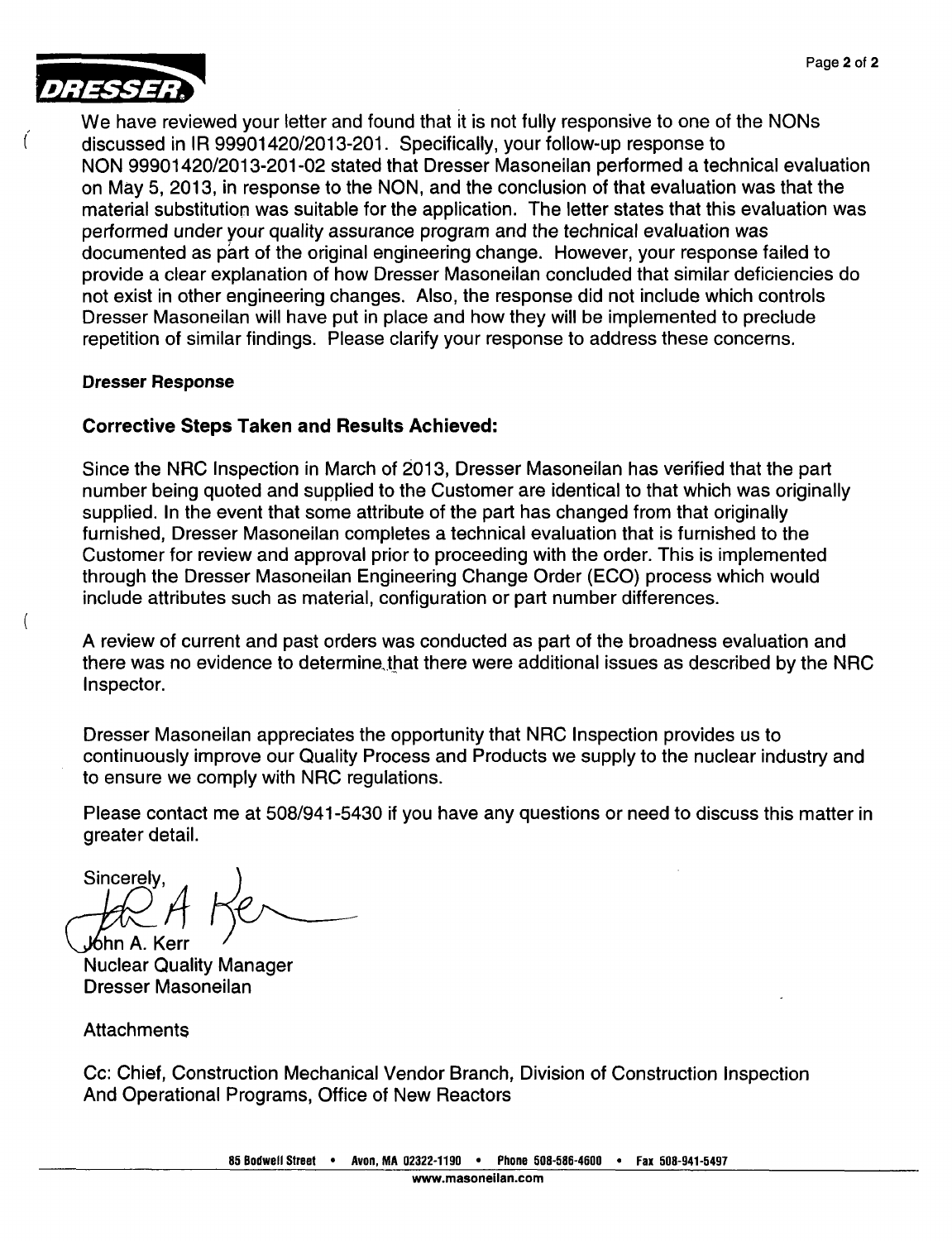We have reviewed your letter and found that it is not fully responsive to one of the NONs discussed in IR 99901420/2013-201. Specifically, your follow-up response to NON 99901420/2013-201-02 stated that Dresser Masoneilan performed a technical evaluation on May 5, 2013, in response to the NON, and the conclusion of that evaluation was that the material substitution was suitable for the application. The letter states that this evaluation was performed under your quality assurance program and the technical evaluation was documented as part of the original engineering change. However, your response failed to provide a clear explanation of how Dresser Masoneilan concluded that similar deficiencies do not exist in other engineering changes. Also, the response did not include which controls Dresser Masoneilan will have put in place and how they will be implemented to preclude repetition of similar findings. Please clarify your response to address these concerns.

**Dresser Response**

**Corrective Steps Taken and Results Achieved:**

Since the NRC Inspection in March of 2013, Dresser Masoneilan has verified that the part number being quoted and supplied to the Customer are identical to that which was originally supplied. In the event that some attribute of the part has changed from that originally furnished, Dresser Masoneilan completes a technical evaluation that is furnished to the Customer for review and approval prior to proceeding with the order. This is implemented through the Dresser Masoneilan Engineering Change Order (ECO) process which would include attributes such as material, configuration or part number differences.

A review of current and past orders was conducted as part of the broadness evaluation and there was no evidence to determine that there were additional issues as described by the NRC Inspector.

Dresser Masoneilan appreciates the opportunity that NRC Inspection provides us to continuously improve our Quality Process and Products we supply to the nuclear industry and to ensure we comply with NRC regulations.

Please contact me at 508/941-5430 if you have any questions or need to discuss this matter in greater detail.

Sincerely,

John A. Kerr
Nuclear Quality Manager
Dresser Masoneilan

Attachments

Cc: Chief, Construction Mechanical Vendor Branch, Division of Construction Inspection And Operational Programs, Office of New Reactors

85 Bodwell Street • Avon, MA 02322-1190 • Phone 508-586-4600 • Fax 508-941-5497
www.masoneilan.com